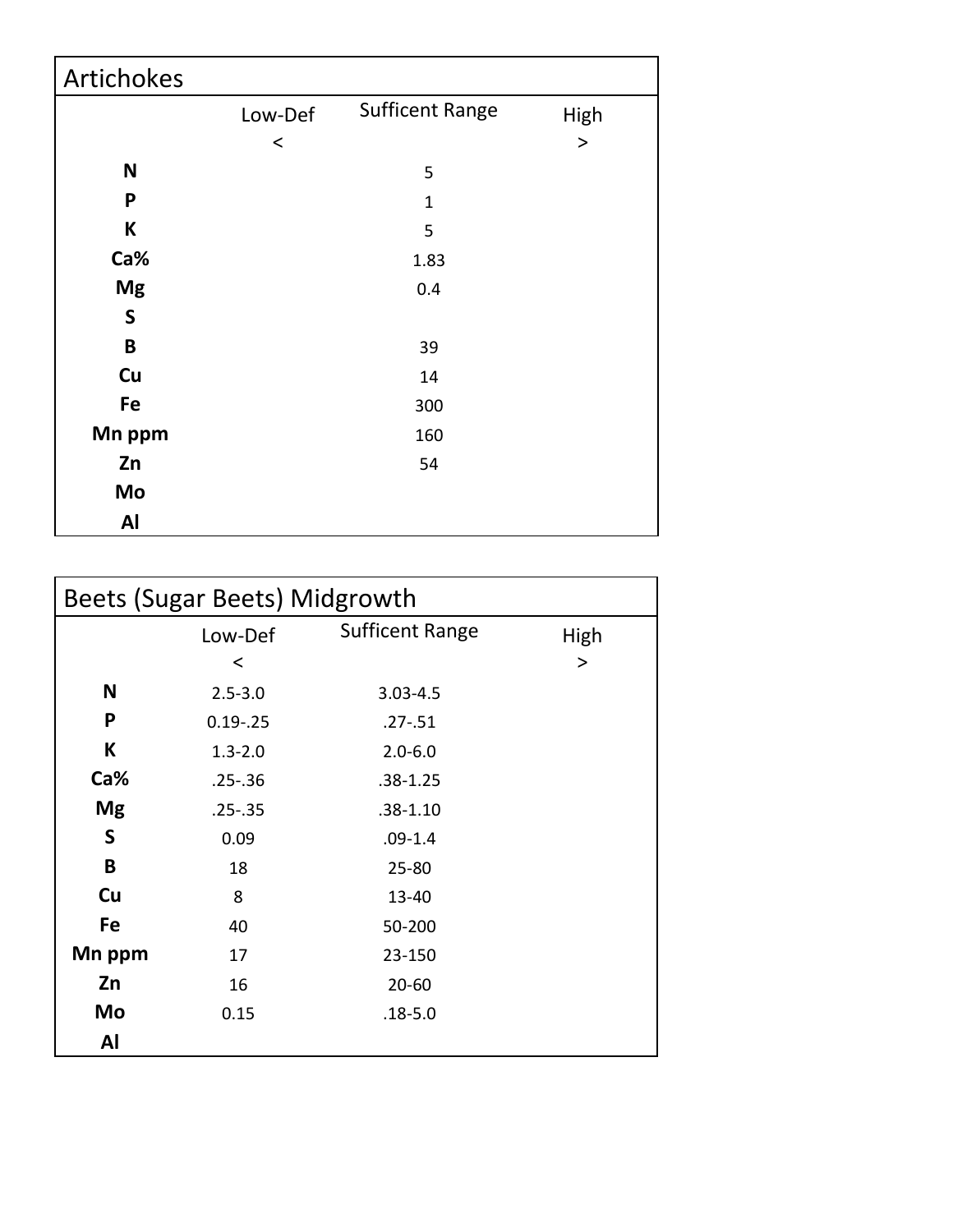## Artichokes

| | Low-Def < | Sufficent Range | High > |
|---|---|---|---|
| **N** | | 5 | |
| **P** | | 1 | |
| **K** | | 5 | |
| **Ca%** | | 1.83 | |
| **Mg** | | 0.4 | |
| **S** | | | |
| **B** | | 39 | |
| **Cu** | | 14 | |
| **Fe** | | 300 | |
| **Mn ppm** | | 160 | |
| **Zn** | | 54 | |
| **Mo** | | | |
| **Al** | | | |

## Beets (Sugar Beets) Midgrowth

| | Low-Def < | Sufficent Range | High > |
|---|---|---|---|
| **N** | 2.5-3.0 | 3.03-4.5 | |
| **P** | 0.19-.25 | .27-.51 | |
| **K** | 1.3-2.0 | 2.0-6.0 | |
| **Ca%** | .25-.36 | .38-1.25 | |
| **Mg** | .25-.35 | .38-1.10 | |
| **S** | 0.09 | .09-1.4 | |
| **B** | 18 | 25-80 | |
| **Cu** | 8 | 13-40 | |
| **Fe** | 40 | 50-200 | |
| **Mn ppm** | 17 | 23-150 | |
| **Zn** | 16 | 20-60 | |
| **Mo** | 0.15 | .18-5.0 | |
| **Al** | | | |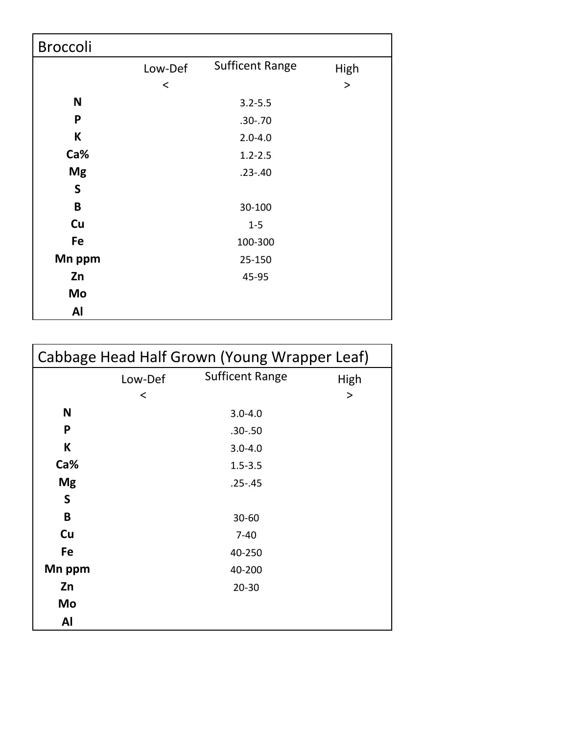## Broccoli

| | Low-Def<br><  | Sufficent Range | High<br>> |
|---|---|---|---|
| **N** | | 3.2-5.5 | |
| **P** | | .30-.70 | |
| **K** | | 2.0-4.0 | |
| **Ca%** | | 1.2-2.5 | |
| **Mg** | | .23-.40 | |
| **S** | | | |
| **B** | | 30-100 | |
| **Cu** | | 1-5 | |
| **Fe** | | 100-300 | |
| **Mn ppm** | | 25-150 | |
| **Zn** | | 45-95 | |
| **Mo** | | | |
| **Al** | | | |

## Cabbage Head Half Grown (Young Wrapper Leaf)

| | Low-Def<br><  | Sufficent Range | High<br>> |
|---|---|---|---|
| **N** | | 3.0-4.0 | |
| **P** | | .30-.50 | |
| **K** | | 3.0-4.0 | |
| **Ca%** | | 1.5-3.5 | |
| **Mg** | | .25-.45 | |
| **S** | | | |
| **B** | | 30-60 | |
| **Cu** | | 7-40 | |
| **Fe** | | 40-250 | |
| **Mn ppm** | | 40-200 | |
| **Zn** | | 20-30 | |
| **Mo** | | | |
| **Al** | | | |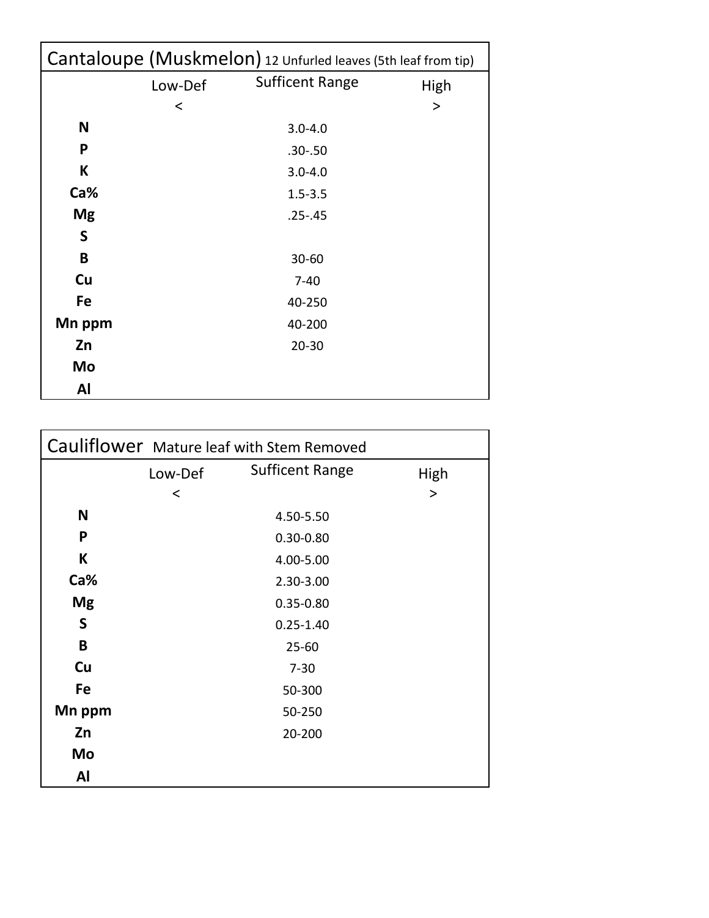| Cantaloupe (Muskmelon) 12 Unfurled leaves (5th leaf from tip) | | | |
|---|---|---|---|
| | Low-Def < | Sufficent Range | High > |
| **N** | | 3.0-4.0 | |
| **P** | | .30-.50 | |
| **K** | | 3.0-4.0 | |
| **Ca%** | | 1.5-3.5 | |
| **Mg** | | .25-.45 | |
| **S** | | | |
| **B** | | 30-60 | |
| **Cu** | | 7-40 | |
| **Fe** | | 40-250 | |
| **Mn ppm** | | 40-200 | |
| **Zn** | | 20-30 | |
| **Mo** | | | |
| **Al** | | | |

| Cauliflower Mature leaf with Stem Removed | | | |
|---|---|---|---|
| | Low-Def < | Sufficent Range | High > |
| **N** | | 4.50-5.50 | |
| **P** | | 0.30-0.80 | |
| **K** | | 4.00-5.00 | |
| **Ca%** | | 2.30-3.00 | |
| **Mg** | | 0.35-0.80 | |
| **S** | | 0.25-1.40 | |
| **B** | | 25-60 | |
| **Cu** | | 7-30 | |
| **Fe** | | 50-300 | |
| **Mn ppm** | | 50-250 | |
| **Zn** | | 20-200 | |
| **Mo** | | | |
| **Al** | | | |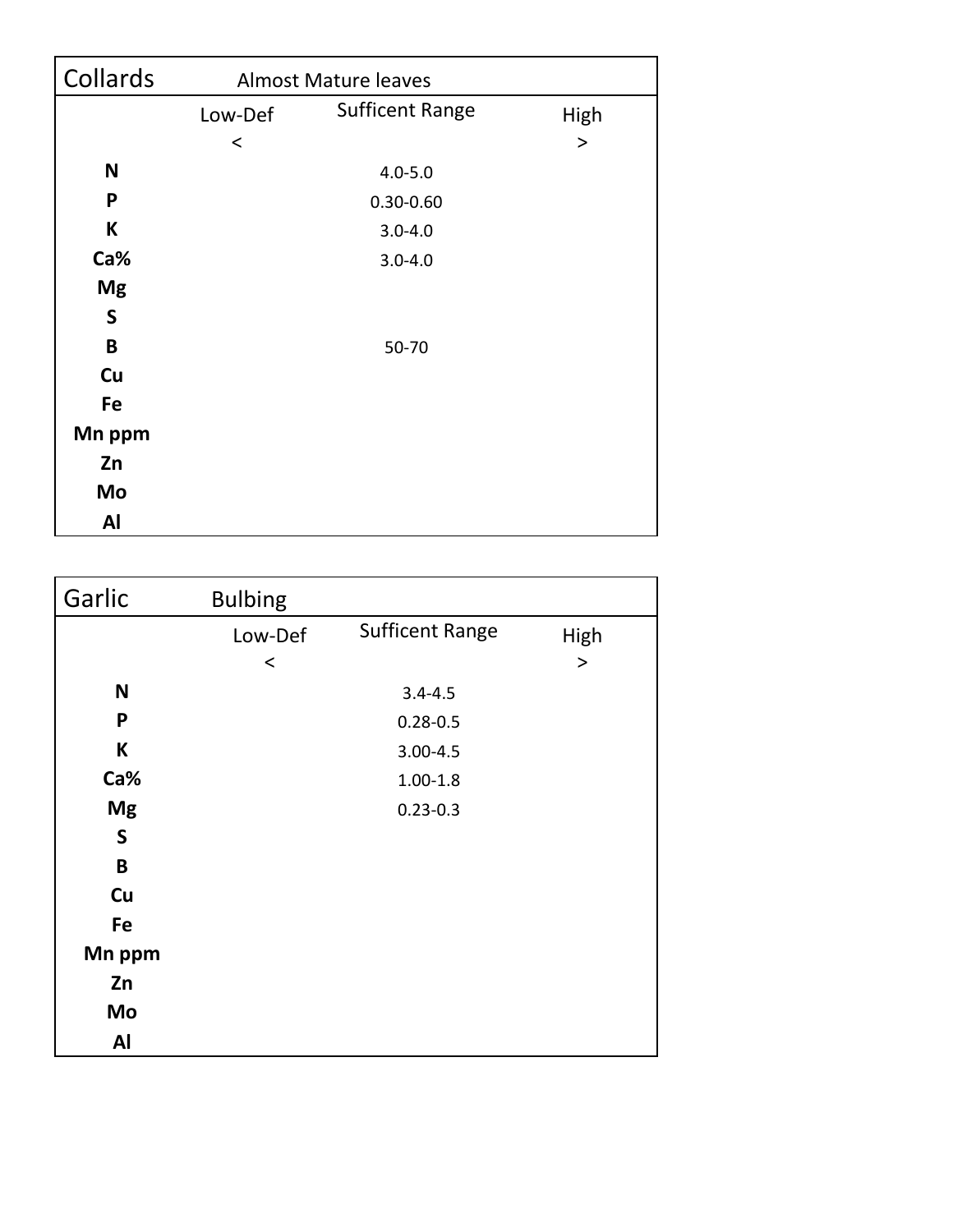| Collards | Almost Mature leaves | | |
|---|---|---|---|
| | Low-Def | Sufficent Range | High |
| | < | | > |
| **N** | | 4.0-5.0 | |
| **P** | | 0.30-0.60 | |
| **K** | | 3.0-4.0 | |
| **Ca%** | | 3.0-4.0 | |
| **Mg** | | | |
| **S** | | | |
| **B** | | 50-70 | |
| **Cu** | | | |
| **Fe** | | | |
| **Mn ppm** | | | |
| **Zn** | | | |
| **Mo** | | | |
| **Al** | | | |

| Garlic | Bulbing | | |
|---|---|---|---|
| | Low-Def | Sufficent Range | High |
| | < | | > |
| **N** | | 3.4-4.5 | |
| **P** | | 0.28-0.5 | |
| **K** | | 3.00-4.5 | |
| **Ca%** | | 1.00-1.8 | |
| **Mg** | | 0.23-0.3 | |
| **S** | | | |
| **B** | | | |
| **Cu** | | | |
| **Fe** | | | |
| **Mn ppm** | | | |
| **Zn** | | | |
| **Mo** | | | |
| **Al** | | | |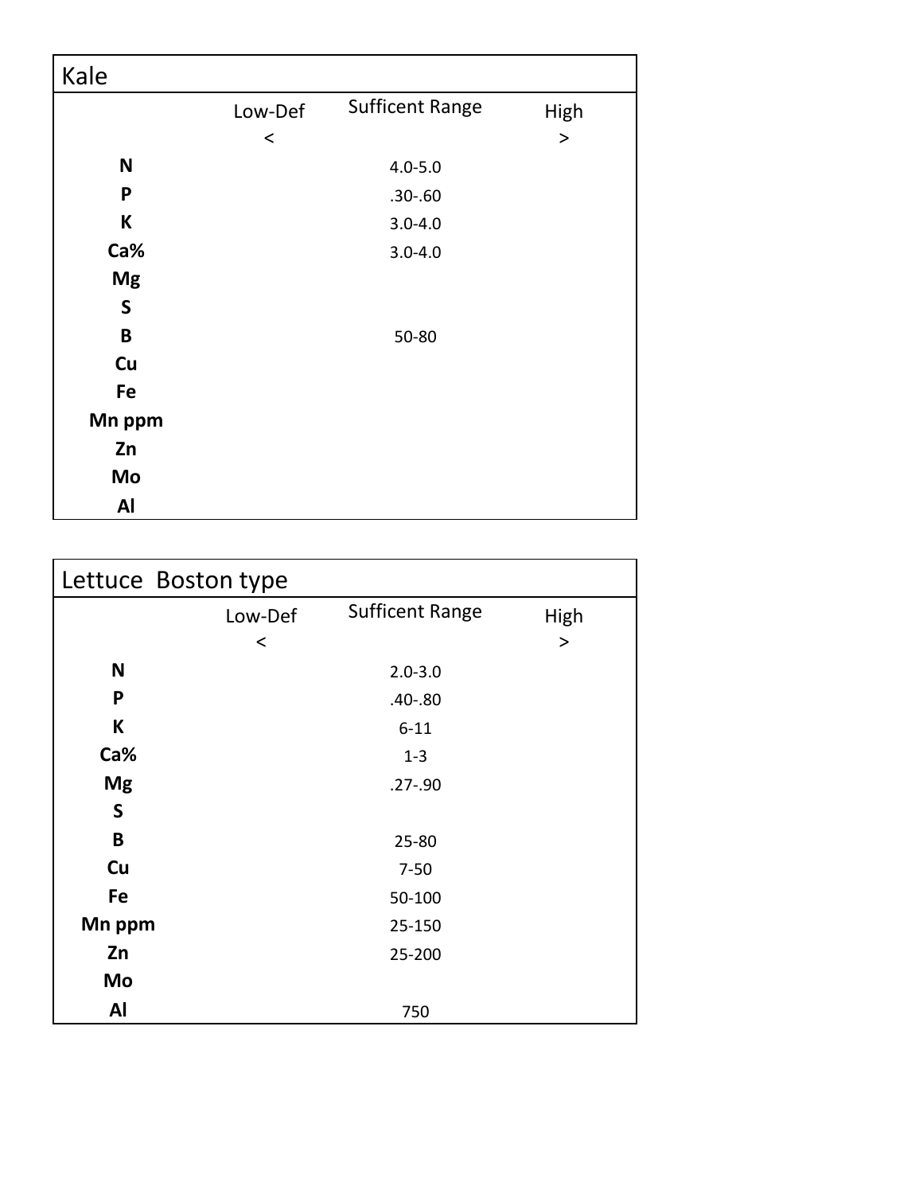## Kale

| | Low-Def < | Sufficent Range | High > |
|---|---|---|---|
| **N** | | 4.0-5.0 | |
| **P** | | .30-.60 | |
| **K** | | 3.0-4.0 | |
| **Ca%** | | 3.0-4.0 | |
| **Mg** | | | |
| **S** | | | |
| **B** | | 50-80 | |
| **Cu** | | | |
| **Fe** | | | |
| **Mn ppm** | | | |
| **Zn** | | | |
| **Mo** | | | |
| **Al** | | | |

## Lettuce Boston type

| | Low-Def < | Sufficent Range | High > |
|---|---|---|---|
| **N** | | 2.0-3.0 | |
| **P** | | .40-.80 | |
| **K** | | 6-11 | |
| **Ca%** | | 1-3 | |
| **Mg** | | .27-.90 | |
| **S** | | | |
| **B** | | 25-80 | |
| **Cu** | | 7-50 | |
| **Fe** | | 50-100 | |
| **Mn ppm** | | 25-150 | |
| **Zn** | | 25-200 | |
| **Mo** | | | |
| **Al** | | 750 | |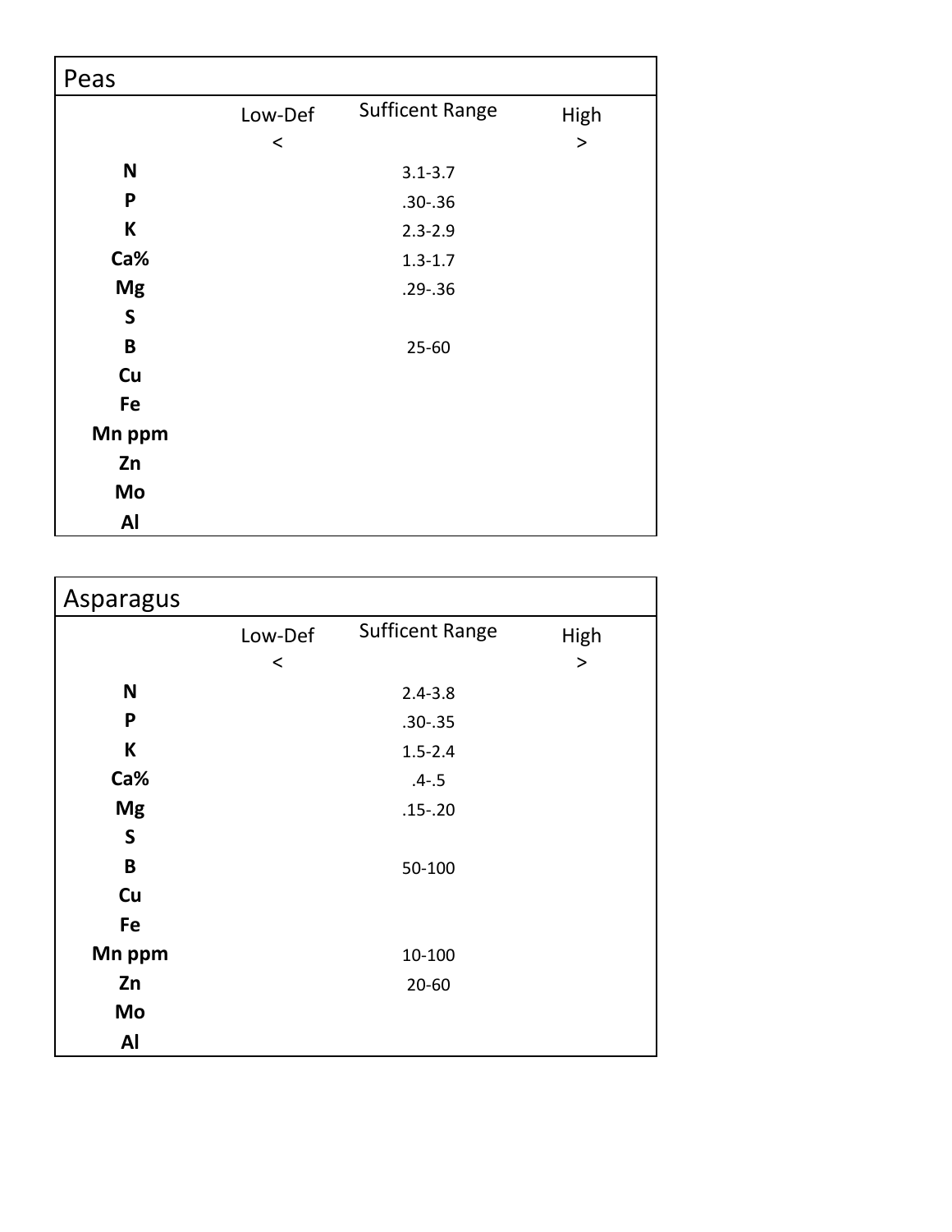## Peas

| | Low-Def < | Sufficent Range | High > |
|---|---|---|---|
| **N** | | 3.1-3.7 | |
| **P** | | .30-.36 | |
| **K** | | 2.3-2.9 | |
| **Ca%** | | 1.3-1.7 | |
| **Mg** | | .29-.36 | |
| **S** | | | |
| **B** | | 25-60 | |
| **Cu** | | | |
| **Fe** | | | |
| **Mn ppm** | | | |
| **Zn** | | | |
| **Mo** | | | |
| **Al** | | | |

## Asparagus

| | Low-Def < | Sufficent Range | High > |
|---|---|---|---|
| **N** | | 2.4-3.8 | |
| **P** | | .30-.35 | |
| **K** | | 1.5-2.4 | |
| **Ca%** | | .4-.5 | |
| **Mg** | | .15-.20 | |
| **S** | | | |
| **B** | | 50-100 | |
| **Cu** | | | |
| **Fe** | | | |
| **Mn ppm** | | 10-100 | |
| **Zn** | | 20-60 | |
| **Mo** | | | |
| **Al** | | | |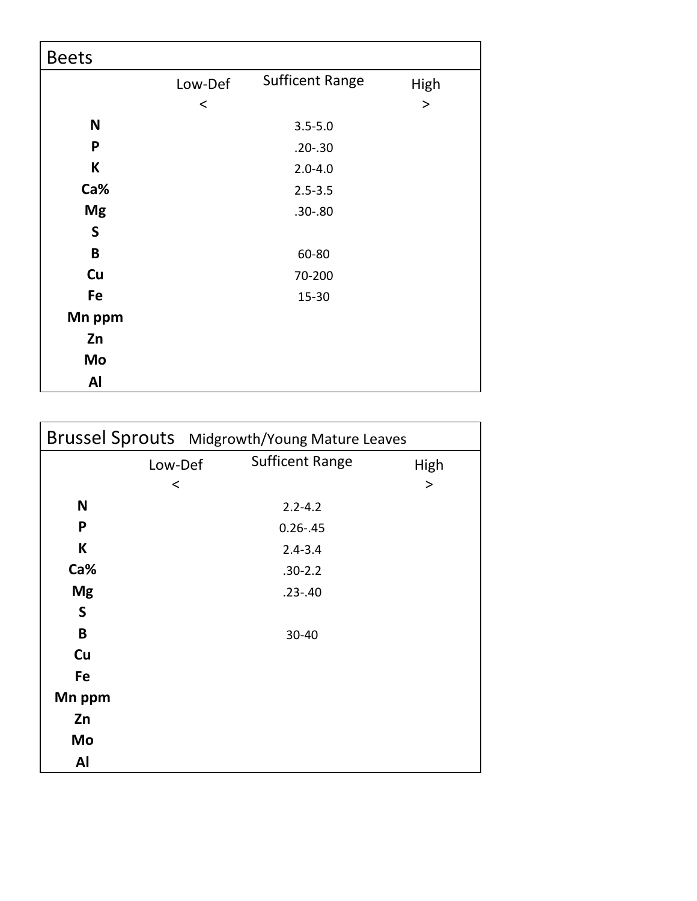## Beets

| | Low-Def < | Sufficent Range | High > |
|---|---|---|---|
| **N** | | 3.5-5.0 | |
| **P** | | .20-.30 | |
| **K** | | 2.0-4.0 | |
| **Ca%** | | 2.5-3.5 | |
| **Mg** | | .30-.80 | |
| **S** | | | |
| **B** | | 60-80 | |
| **Cu** | | 70-200 | |
| **Fe** | | 15-30 | |
| **Mn ppm** | | | |
| **Zn** | | | |
| **Mo** | | | |
| **Al** | | | |

## Brussel Sprouts Midgrowth/Young Mature Leaves

| | Low-Def < | Sufficent Range | High > |
|---|---|---|---|
| **N** | | 2.2-4.2 | |
| **P** | | 0.26-.45 | |
| **K** | | 2.4-3.4 | |
| **Ca%** | | .30-2.2 | |
| **Mg** | | .23-.40 | |
| **S** | | | |
| **B** | | 30-40 | |
| **Cu** | | | |
| **Fe** | | | |
| **Mn ppm** | | | |
| **Zn** | | | |
| **Mo** | | | |
| **Al** | | | |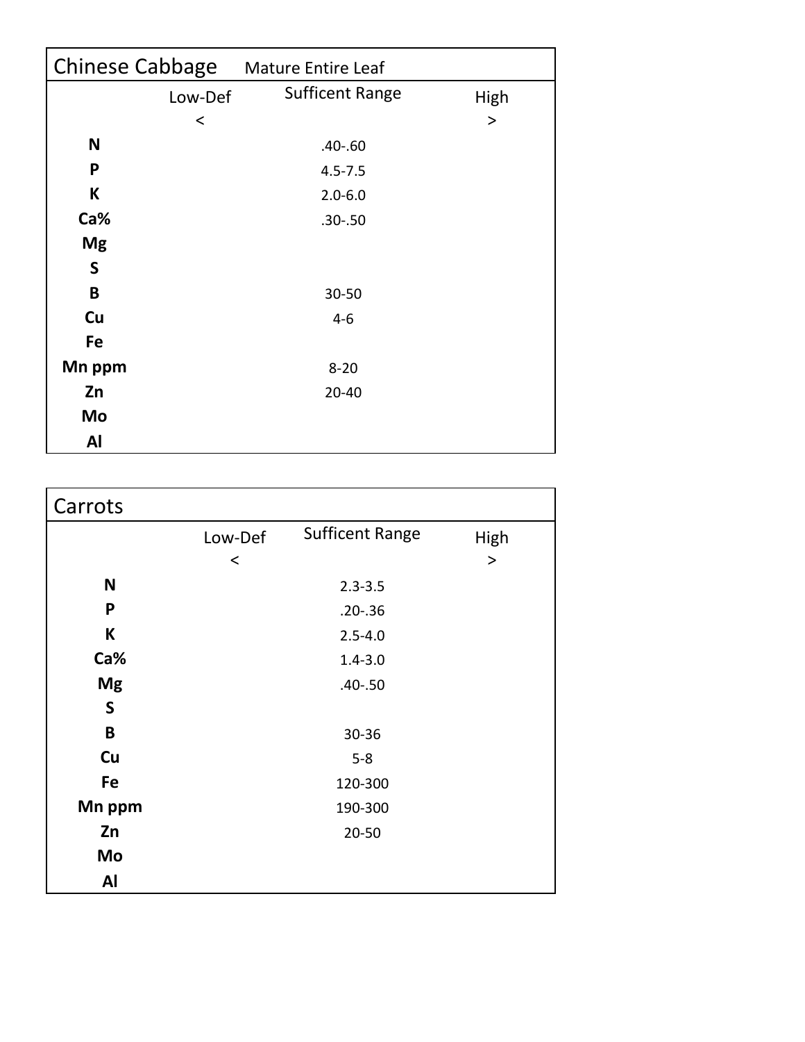| Chinese Cabbage | Mature Entire Leaf | | |
|---|---|---|---|
| | Low-Def < | Sufficent Range | High > |
| N | | .40-.60 | |
| P | | 4.5-7.5 | |
| K | | 2.0-6.0 | |
| Ca% | | .30-.50 | |
| Mg | | | |
| S | | | |
| B | | 30-50 | |
| Cu | | 4-6 | |
| Fe | | | |
| Mn ppm | | 8-20 | |
| Zn | | 20-40 | |
| Mo | | | |
| Al | | | |

| Carrots | | | |
|---|---|---|---|
| | Low-Def < | Sufficent Range | High > |
| N | | 2.3-3.5 | |
| P | | .20-.36 | |
| K | | 2.5-4.0 | |
| Ca% | | 1.4-3.0 | |
| Mg | | .40-.50 | |
| S | | | |
| B | | 30-36 | |
| Cu | | 5-8 | |
| Fe | | 120-300 | |
| Mn ppm | | 190-300 | |
| Zn | | 20-50 | |
| Mo | | | |
| Al | | | |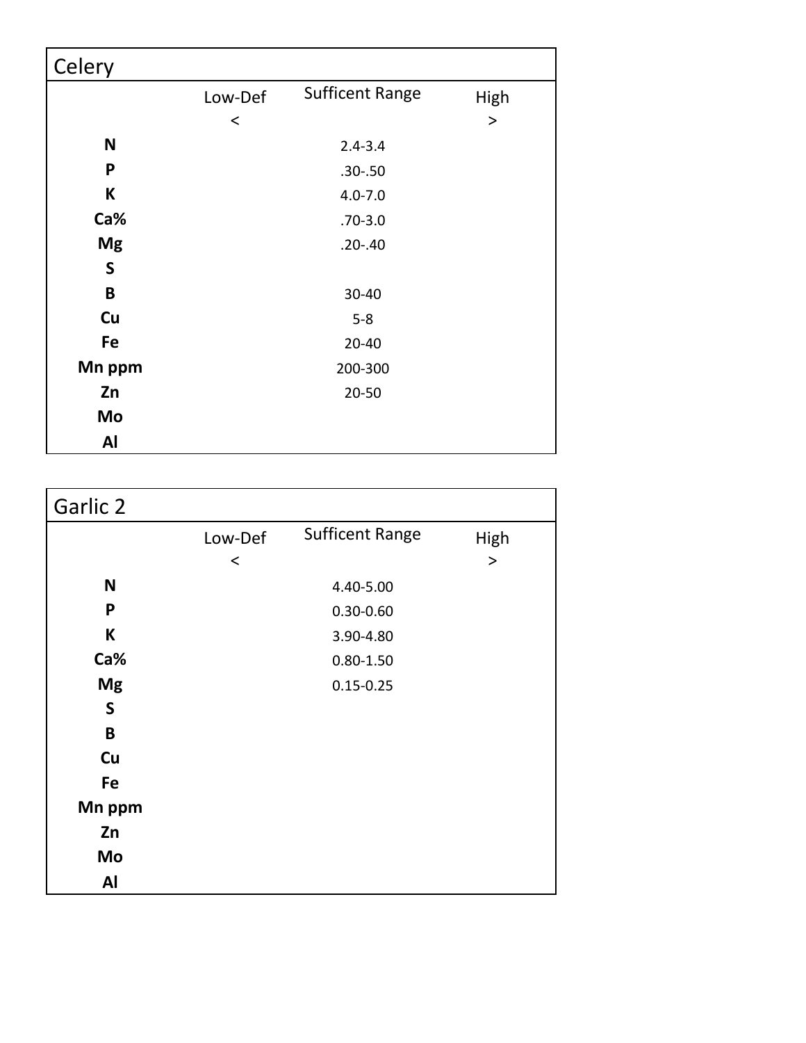## Celery

| | Low-Def < | Sufficent Range | High > |
|---|---|---|---|
| **N** | | 2.4-3.4 | |
| **P** | | .30-.50 | |
| **K** | | 4.0-7.0 | |
| **Ca%** | | .70-3.0 | |
| **Mg** | | .20-.40 | |
| **S** | | | |
| **B** | | 30-40 | |
| **Cu** | | 5-8 | |
| **Fe** | | 20-40 | |
| **Mn ppm** | | 200-300 | |
| **Zn** | | 20-50 | |
| **Mo** | | | |
| **Al** | | | |

## Garlic 2

| | Low-Def < | Sufficent Range | High > |
|---|---|---|---|
| **N** | | 4.40-5.00 | |
| **P** | | 0.30-0.60 | |
| **K** | | 3.90-4.80 | |
| **Ca%** | | 0.80-1.50 | |
| **Mg** | | 0.15-0.25 | |
| **S** | | | |
| **B** | | | |
| **Cu** | | | |
| **Fe** | | | |
| **Mn ppm** | | | |
| **Zn** | | | |
| **Mo** | | | |
| **Al** | | | |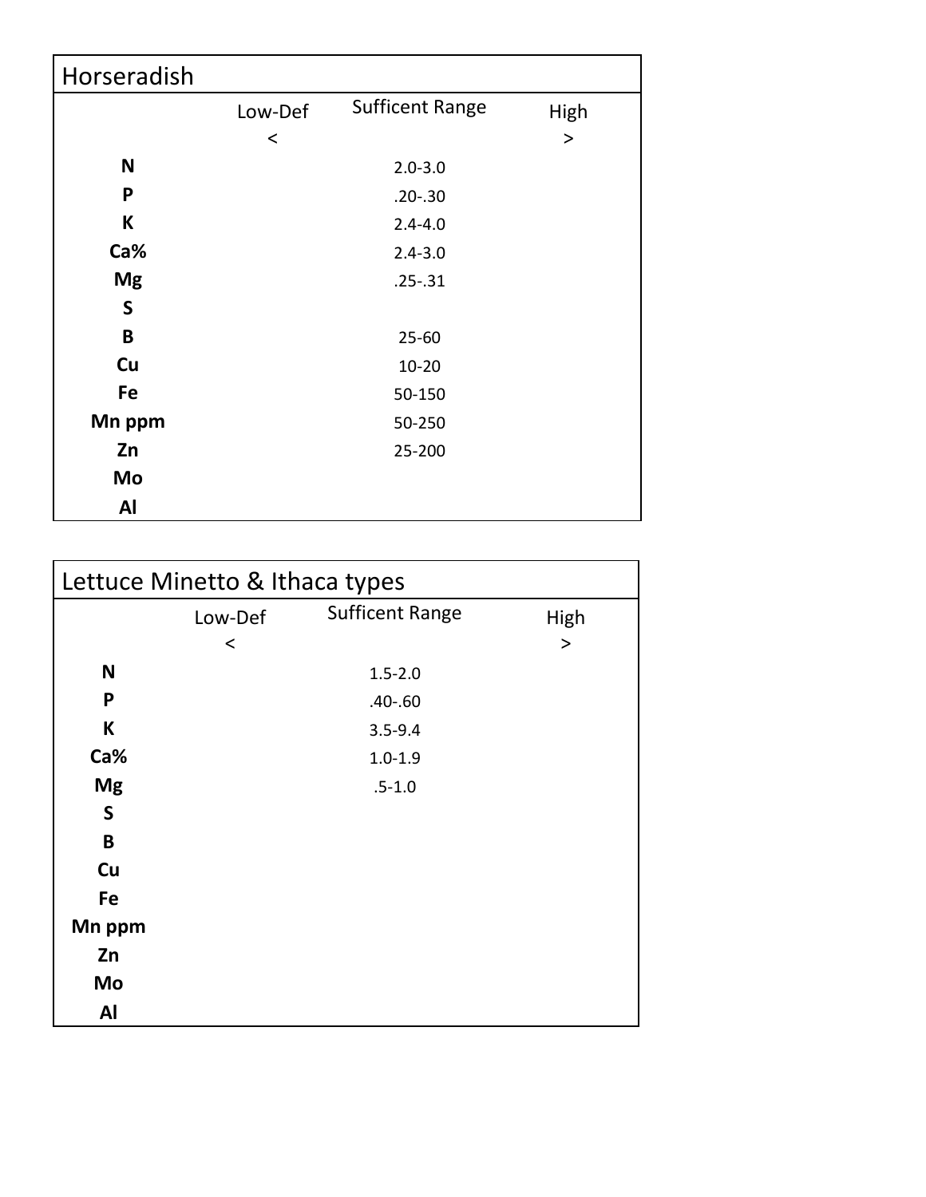| Horseradish | | | |
|---|---|---|---|
| | Low-Def < | Sufficent Range | High > |
| **N** | | 2.0-3.0 | |
| **P** | | .20-.30 | |
| **K** | | 2.4-4.0 | |
| **Ca%** | | 2.4-3.0 | |
| **Mg** | | .25-.31 | |
| **S** | | | |
| **B** | | 25-60 | |
| **Cu** | | 10-20 | |
| **Fe** | | 50-150 | |
| **Mn ppm** | | 50-250 | |
| **Zn** | | 25-200 | |
| **Mo** | | | |
| **Al** | | | |

| Lettuce Minetto & Ithaca types | | | |
|---|---|---|---|
| | Low-Def < | Sufficent Range | High > |
| **N** | | 1.5-2.0 | |
| **P** | | .40-.60 | |
| **K** | | 3.5-9.4 | |
| **Ca%** | | 1.0-1.9 | |
| **Mg** | | .5-1.0 | |
| **S** | | | |
| **B** | | | |
| **Cu** | | | |
| **Fe** | | | |
| **Mn ppm** | | | |
| **Zn** | | | |
| **Mo** | | | |
| **Al** | | | |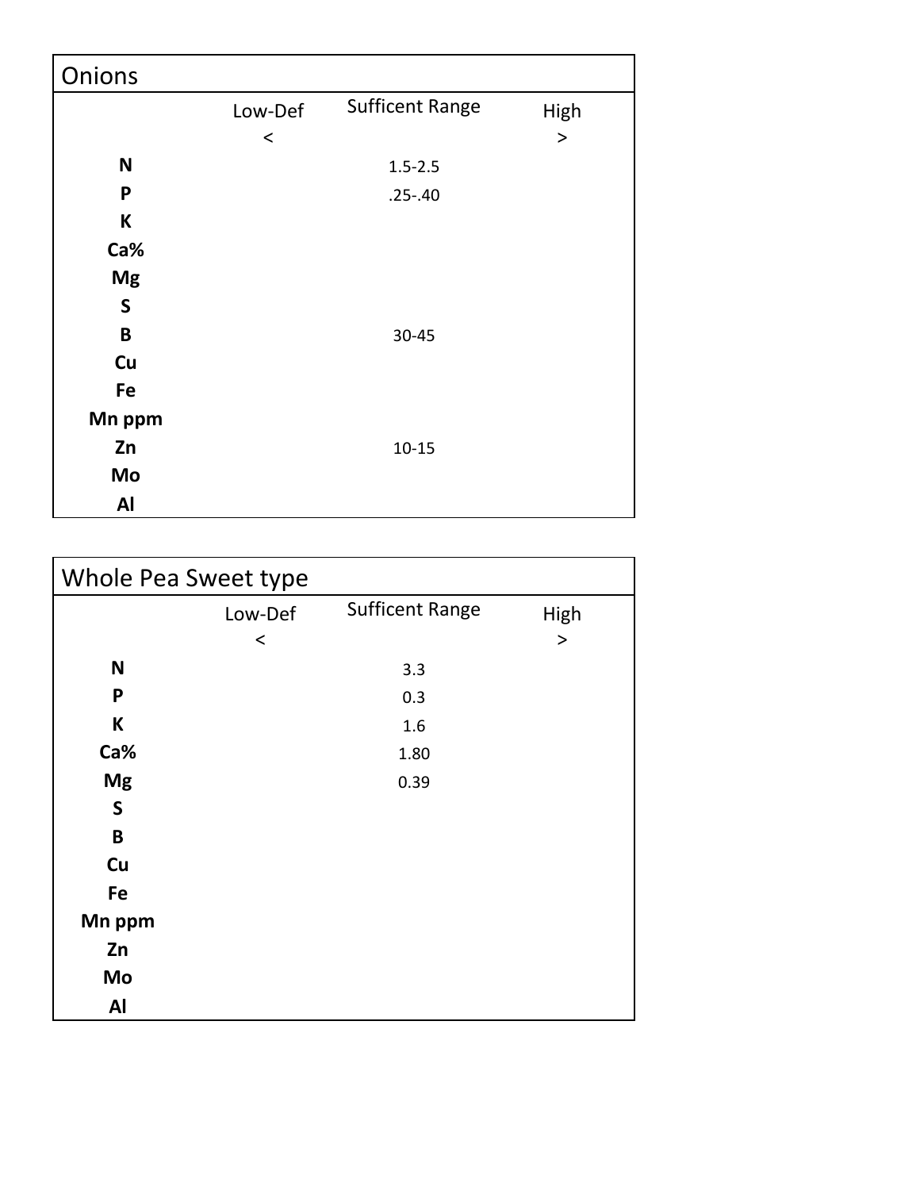## Onions

| | Low-Def<br>< | Sufficent Range | High<br>> |
|---|---|---|---|
| **N** | | 1.5-2.5 | |
| **P** | | .25-.40 | |
| **K** | | | |
| **Ca%** | | | |
| **Mg** | | | |
| **S** | | | |
| **B** | | 30-45 | |
| **Cu** | | | |
| **Fe** | | | |
| **Mn ppm** | | | |
| **Zn** | | 10-15 | |
| **Mo** | | | |
| **Al** | | | |

## Whole Pea Sweet type

| | Low-Def<br>< | Sufficent Range | High<br>> |
|---|---|---|---|
| **N** | | 3.3 | |
| **P** | | 0.3 | |
| **K** | | 1.6 | |
| **Ca%** | | 1.80 | |
| **Mg** | | 0.39 | |
| **S** | | | |
| **B** | | | |
| **Cu** | | | |
| **Fe** | | | |
| **Mn ppm** | | | |
| **Zn** | | | |
| **Mo** | | | |
| **Al** | | | |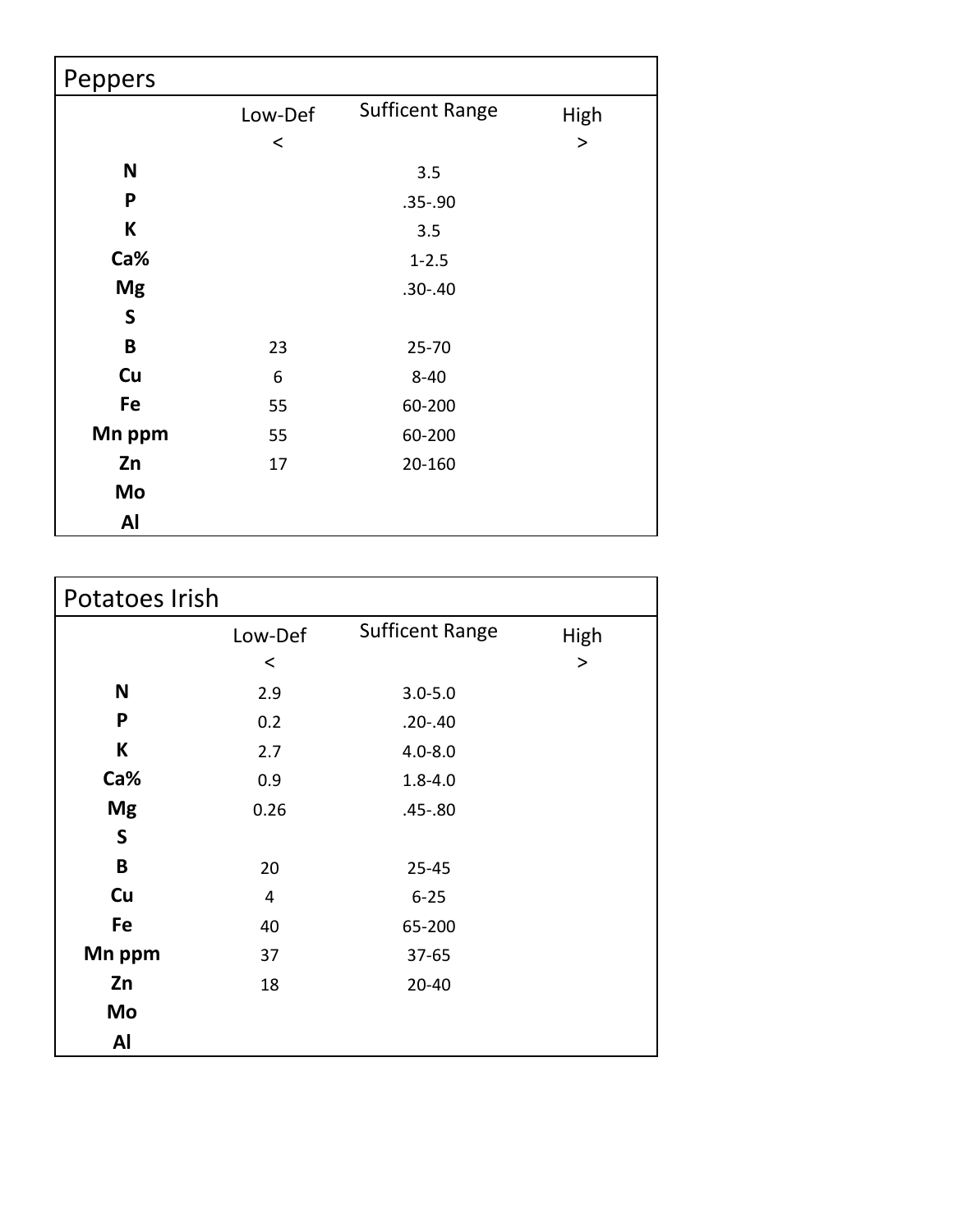## Peppers

| | Low-Def < | Sufficent Range | High > |
|---|---|---|---|
| **N** | | 3.5 | |
| **P** | | .35-.90 | |
| **K** | | 3.5 | |
| **Ca%** | | 1-2.5 | |
| **Mg** | | .30-.40 | |
| **S** | | | |
| **B** | 23 | 25-70 | |
| **Cu** | 6 | 8-40 | |
| **Fe** | 55 | 60-200 | |
| **Mn ppm** | 55 | 60-200 | |
| **Zn** | 17 | 20-160 | |
| **Mo** | | | |
| **Al** | | | |

## Potatoes Irish

| | Low-Def < | Sufficent Range | High > |
|---|---|---|---|
| **N** | 2.9 | 3.0-5.0 | |
| **P** | 0.2 | .20-.40 | |
| **K** | 2.7 | 4.0-8.0 | |
| **Ca%** | 0.9 | 1.8-4.0 | |
| **Mg** | 0.26 | .45-.80 | |
| **S** | | | |
| **B** | 20 | 25-45 | |
| **Cu** | 4 | 6-25 | |
| **Fe** | 40 | 65-200 | |
| **Mn ppm** | 37 | 37-65 | |
| **Zn** | 18 | 20-40 | |
| **Mo** | | | |
| **Al** | | | |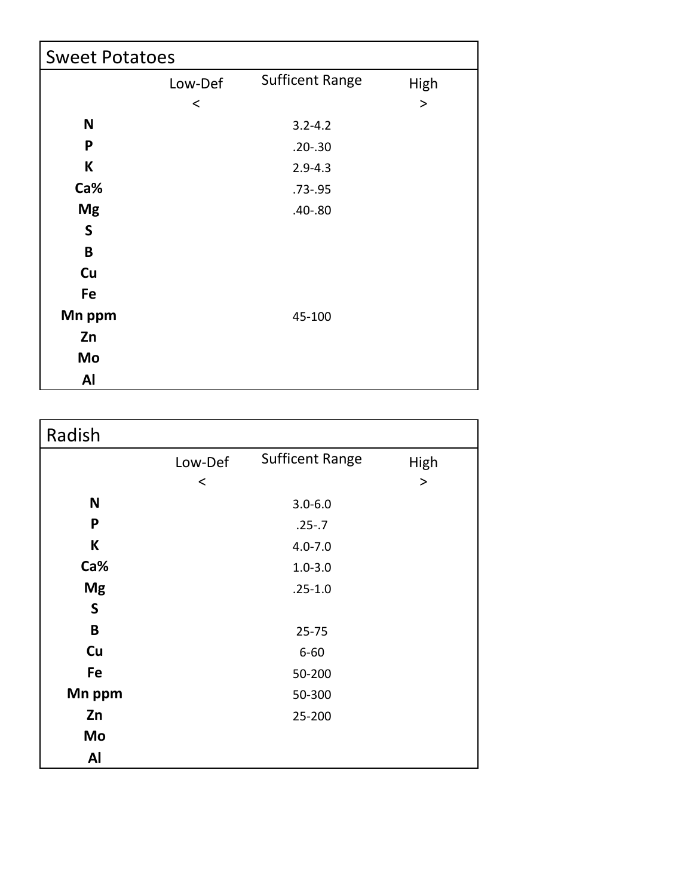## Sweet Potatoes

| | Low-Def < | Sufficent Range | High > |
|---|---|---|---|
| **N** | | 3.2-4.2 | |
| **P** | | .20-.30 | |
| **K** | | 2.9-4.3 | |
| **Ca%** | | .73-.95 | |
| **Mg** | | .40-.80 | |
| **S** | | | |
| **B** | | | |
| **Cu** | | | |
| **Fe** | | | |
| **Mn ppm** | | 45-100 | |
| **Zn** | | | |
| **Mo** | | | |
| **Al** | | | |

## Radish

| | Low-Def < | Sufficent Range | High > |
|---|---|---|---|
| **N** | | 3.0-6.0 | |
| **P** | | .25-.7 | |
| **K** | | 4.0-7.0 | |
| **Ca%** | | 1.0-3.0 | |
| **Mg** | | .25-1.0 | |
| **S** | | | |
| **B** | | 25-75 | |
| **Cu** | | 6-60 | |
| **Fe** | | 50-200 | |
| **Mn ppm** | | 50-300 | |
| **Zn** | | 25-200 | |
| **Mo** | | | |
| **Al** | | | |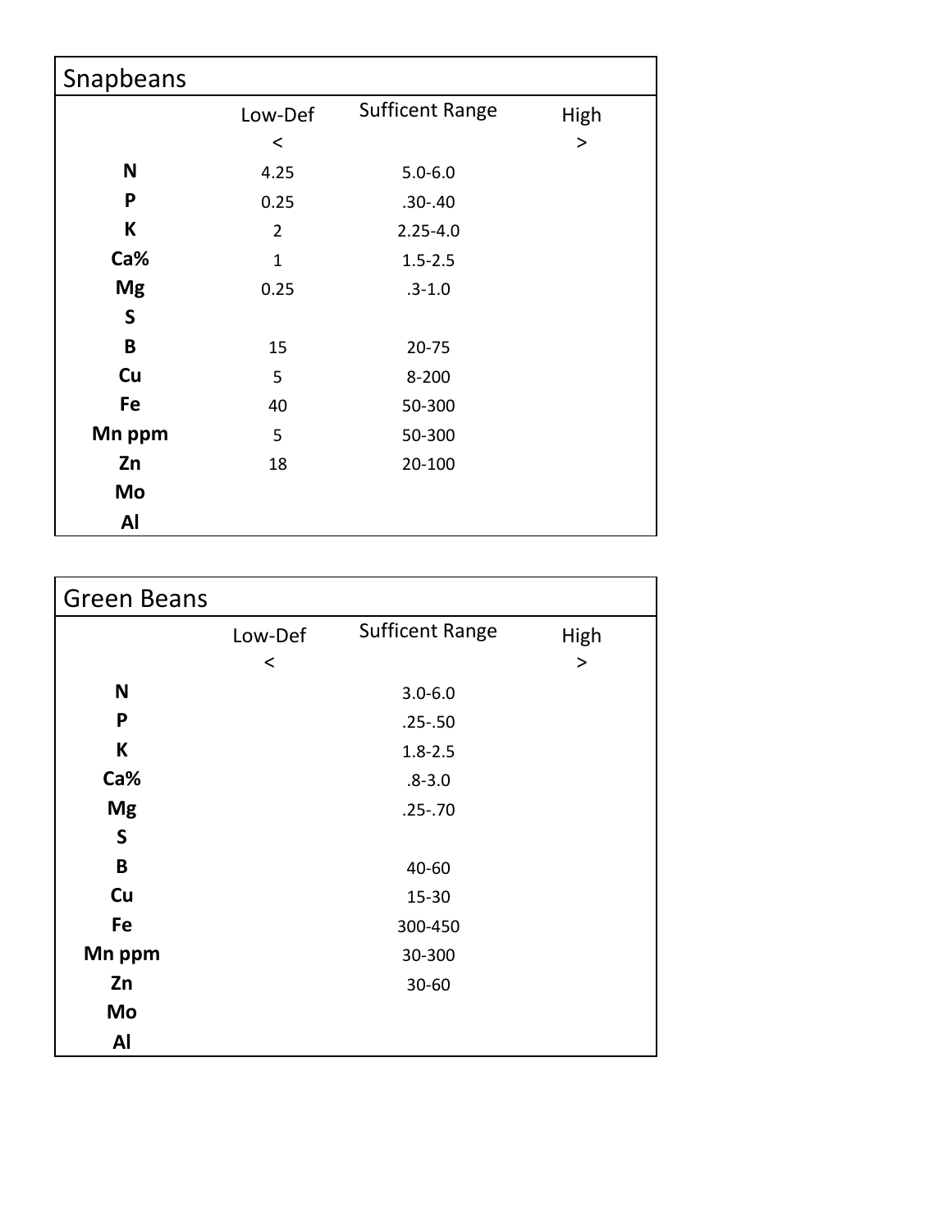## Snapbeans

| | Low-Def < | Sufficent Range | High > |
|---|---|---|---|
| **N** | 4.25 | 5.0-6.0 | |
| **P** | 0.25 | .30-.40 | |
| **K** | 2 | 2.25-4.0 | |
| **Ca%** | 1 | 1.5-2.5 | |
| **Mg** | 0.25 | .3-1.0 | |
| **S** | | | |
| **B** | 15 | 20-75 | |
| **Cu** | 5 | 8-200 | |
| **Fe** | 40 | 50-300 | |
| **Mn ppm** | 5 | 50-300 | |
| **Zn** | 18 | 20-100 | |
| **Mo** | | | |
| **Al** | | | |

## Green Beans

| | Low-Def < | Sufficent Range | High > |
|---|---|---|---|
| **N** | | 3.0-6.0 | |
| **P** | | .25-.50 | |
| **K** | | 1.8-2.5 | |
| **Ca%** | | .8-3.0 | |
| **Mg** | | .25-.70 | |
| **S** | | | |
| **B** | | 40-60 | |
| **Cu** | | 15-30 | |
| **Fe** | | 300-450 | |
| **Mn ppm** | | 30-300 | |
| **Zn** | | 30-60 | |
| **Mo** | | | |
| **Al** | | | |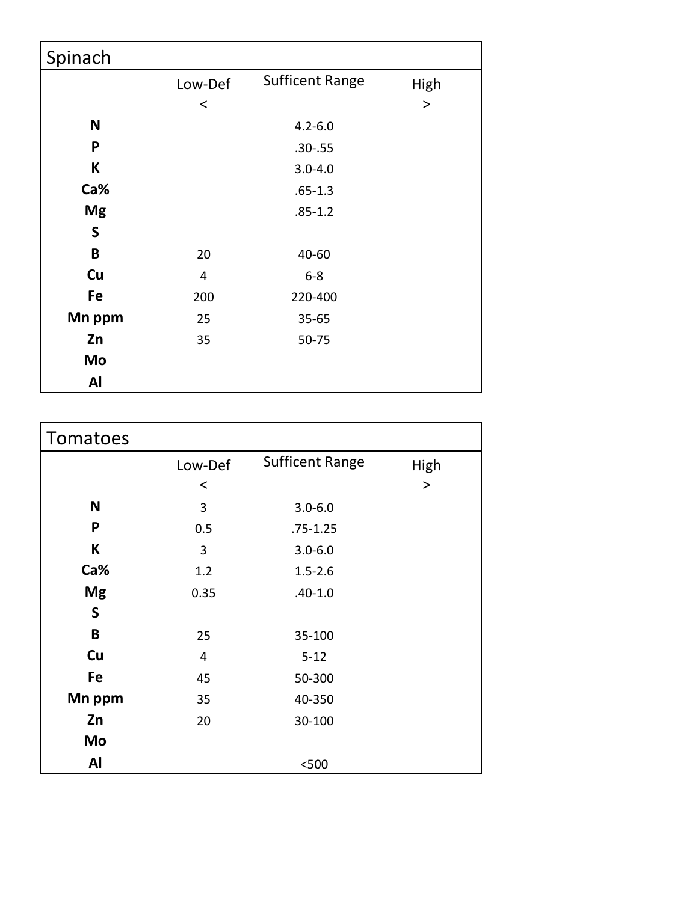## Spinach

| | Low-Def < | Sufficent Range | High > |
|---|---|---|---|
| **N** | | 4.2-6.0 | |
| **P** | | .30-.55 | |
| **K** | | 3.0-4.0 | |
| **Ca%** | | .65-1.3 | |
| **Mg** | | .85-1.2 | |
| **S** | | | |
| **B** | 20 | 40-60 | |
| **Cu** | 4 | 6-8 | |
| **Fe** | 200 | 220-400 | |
| **Mn ppm** | 25 | 35-65 | |
| **Zn** | 35 | 50-75 | |
| **Mo** | | | |
| **Al** | | | |

## Tomatoes

| | Low-Def < | Sufficent Range | High > |
|---|---|---|---|
| **N** | 3 | 3.0-6.0 | |
| **P** | 0.5 | .75-1.25 | |
| **K** | 3 | 3.0-6.0 | |
| **Ca%** | 1.2 | 1.5-2.6 | |
| **Mg** | 0.35 | .40-1.0 | |
| **S** | | | |
| **B** | 25 | 35-100 | |
| **Cu** | 4 | 5-12 | |
| **Fe** | 45 | 50-300 | |
| **Mn ppm** | 35 | 40-350 | |
| **Zn** | 20 | 30-100 | |
| **Mo** | | | |
| **Al** | | <500 | |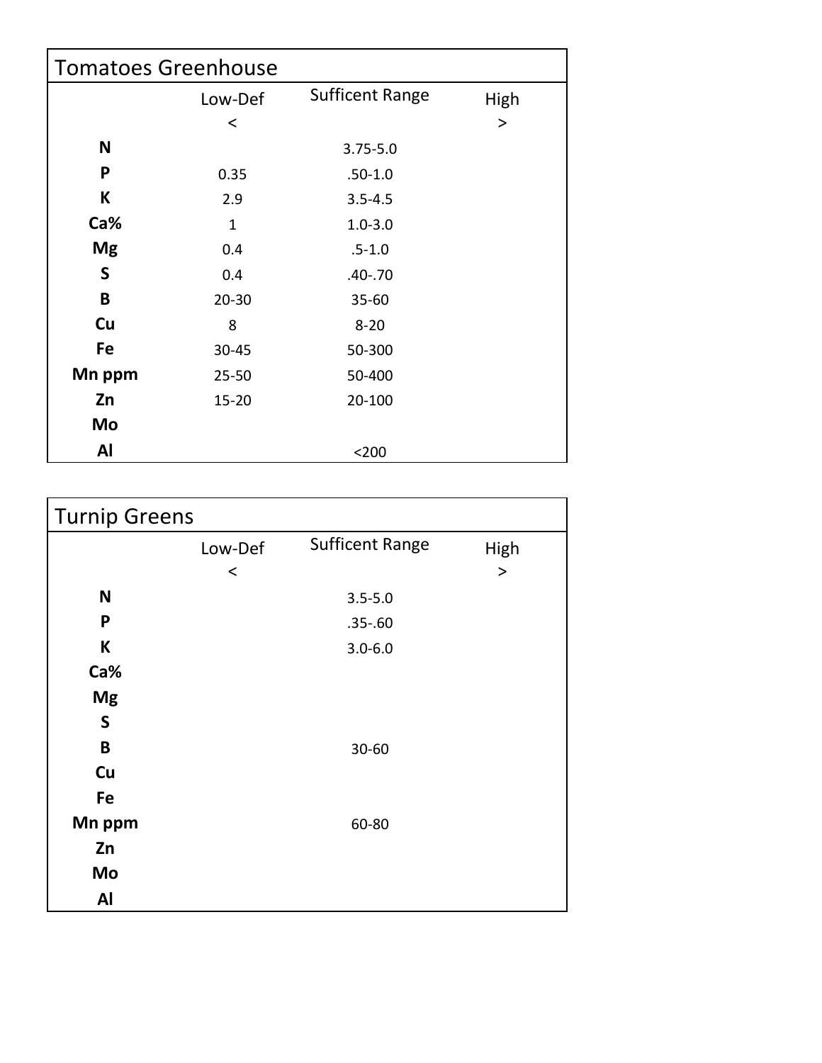## Tomatoes Greenhouse

| | Low-Def < | Sufficent Range | High > |
|---|---|---|---|
| **N** | | 3.75-5.0 | |
| **P** | 0.35 | .50-1.0 | |
| **K** | 2.9 | 3.5-4.5 | |
| **Ca%** | 1 | 1.0-3.0 | |
| **Mg** | 0.4 | .5-1.0 | |
| **S** | 0.4 | .40-.70 | |
| **B** | 20-30 | 35-60 | |
| **Cu** | 8 | 8-20 | |
| **Fe** | 30-45 | 50-300 | |
| **Mn ppm** | 25-50 | 50-400 | |
| **Zn** | 15-20 | 20-100 | |
| **Mo** | | | |
| **Al** | | <200 | |

## Turnip Greens

| | Low-Def < | Sufficent Range | High > |
|---|---|---|---|
| **N** | | 3.5-5.0 | |
| **P** | | .35-.60 | |
| **K** | | 3.0-6.0 | |
| **Ca%** | | | |
| **Mg** | | | |
| **S** | | | |
| **B** | | 30-60 | |
| **Cu** | | | |
| **Fe** | | | |
| **Mn ppm** | | 60-80 | |
| **Zn** | | | |
| **Mo** | | | |
| **Al** | | | |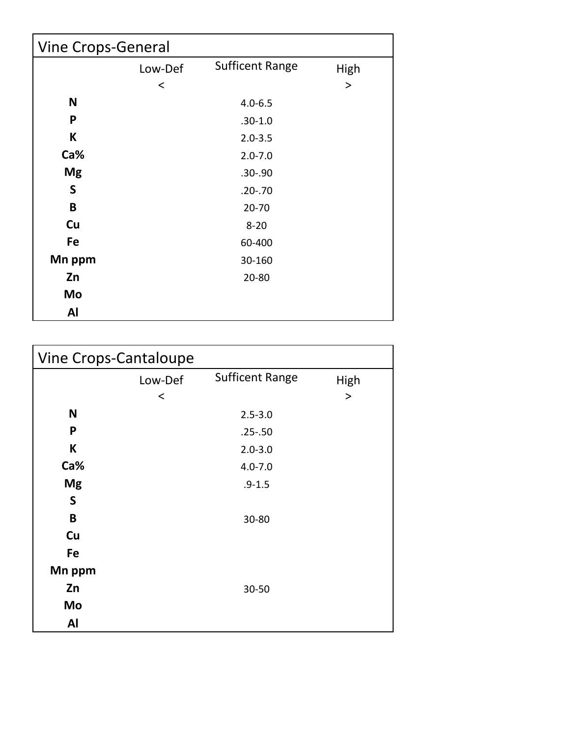| Vine Crops-General | | | |
|---|---|---|---|
| | Low-Def | Sufficent Range | High |
| | < | | > |
| **N** | | 4.0-6.5 | |
| **P** | | .30-1.0 | |
| **K** | | 2.0-3.5 | |
| **Ca%** | | 2.0-7.0 | |
| **Mg** | | .30-.90 | |
| **S** | | .20-.70 | |
| **B** | | 20-70 | |
| **Cu** | | 8-20 | |
| **Fe** | | 60-400 | |
| **Mn ppm** | | 30-160 | |
| **Zn** | | 20-80 | |
| **Mo** | | | |
| **Al** | | | |

| Vine Crops-Cantaloupe | | | |
|---|---|---|---|
| | Low-Def | Sufficent Range | High |
| | < | | > |
| **N** | | 2.5-3.0 | |
| **P** | | .25-.50 | |
| **K** | | 2.0-3.0 | |
| **Ca%** | | 4.0-7.0 | |
| **Mg** | | .9-1.5 | |
| **S** | | | |
| **B** | | 30-80 | |
| **Cu** | | | |
| **Fe** | | | |
| **Mn ppm** | | | |
| **Zn** | | 30-50 | |
| **Mo** | | | |
| **Al** | | | |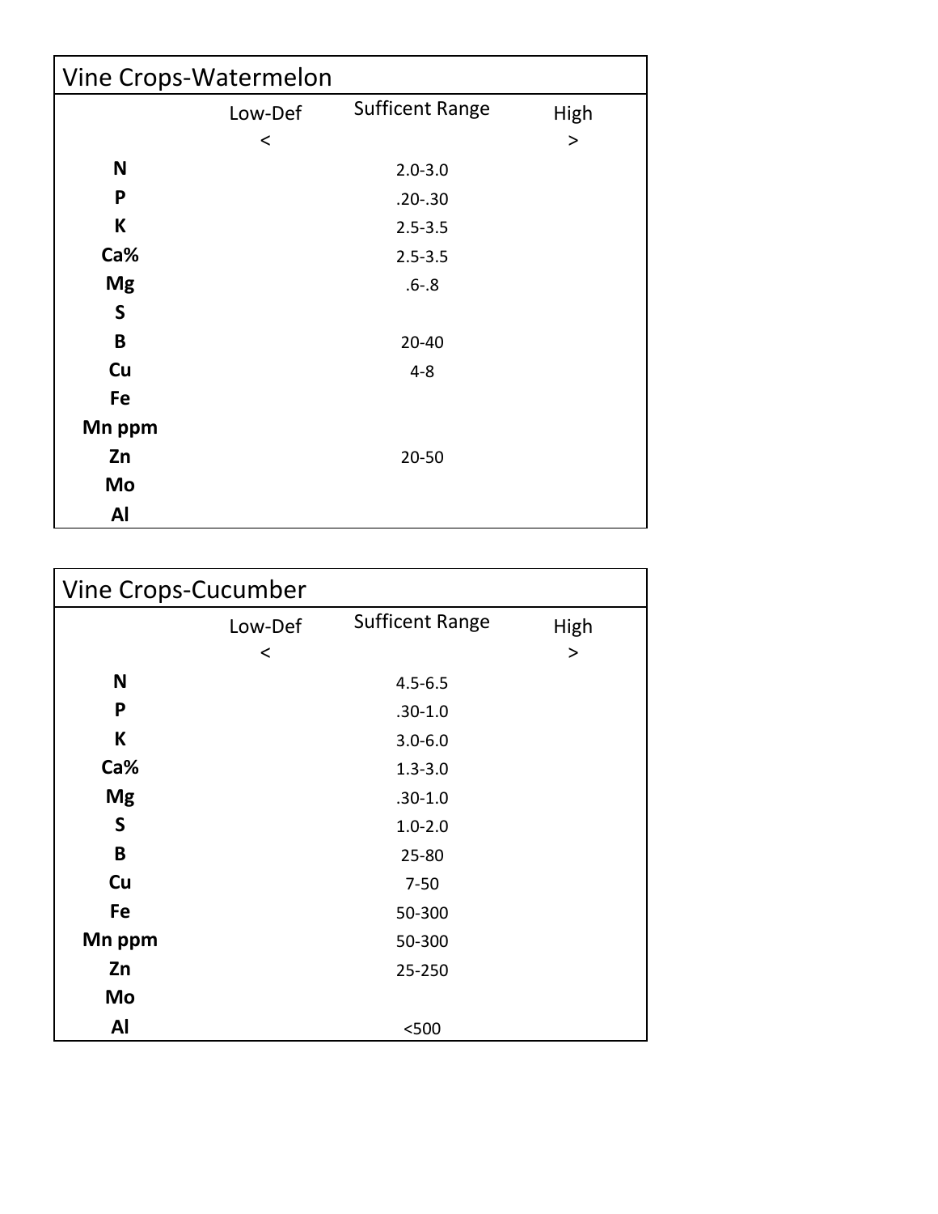| Vine Crops-Watermelon | | | |
|---|---|---|---|
| | Low-Def < | Sufficent Range | High > |
| **N** | | 2.0-3.0 | |
| **P** | | .20-.30 | |
| **K** | | 2.5-3.5 | |
| **Ca%** | | 2.5-3.5 | |
| **Mg** | | .6-.8 | |
| **S** | | | |
| **B** | | 20-40 | |
| **Cu** | | 4-8 | |
| **Fe** | | | |
| **Mn ppm** | | | |
| **Zn** | | 20-50 | |
| **Mo** | | | |
| **Al** | | | |

| Vine Crops-Cucumber | | | |
|---|---|---|---|
| | Low-Def < | Sufficent Range | High > |
| **N** | | 4.5-6.5 | |
| **P** | | .30-1.0 | |
| **K** | | 3.0-6.0 | |
| **Ca%** | | 1.3-3.0 | |
| **Mg** | | .30-1.0 | |
| **S** | | 1.0-2.0 | |
| **B** | | 25-80 | |
| **Cu** | | 7-50 | |
| **Fe** | | 50-300 | |
| **Mn ppm** | | 50-300 | |
| **Zn** | | 25-250 | |
| **Mo** | | | |
| **Al** | | <500 | |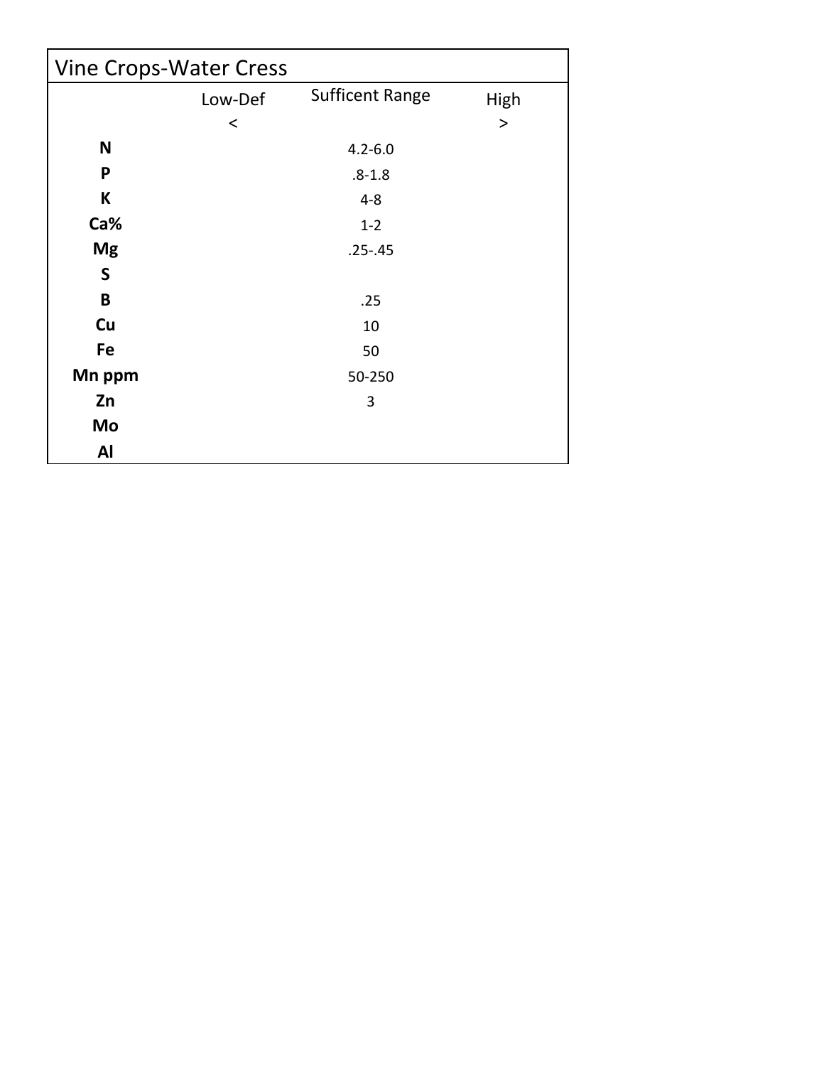| Vine Crops-Water Cress | | | |
|---|---|---|---|
| | Low-Def < | Sufficent Range | High > |
| **N** | | 4.2-6.0 | |
| **P** | | .8-1.8 | |
| **K** | | 4-8 | |
| **Ca%** | | 1-2 | |
| **Mg** | | .25-.45 | |
| **S** | | | |
| **B** | | .25 | |
| **Cu** | | 10 | |
| **Fe** | | 50 | |
| **Mn ppm** | | 50-250 | |
| **Zn** | | 3 | |
| **Mo** | | | |
| **Al** | | | |